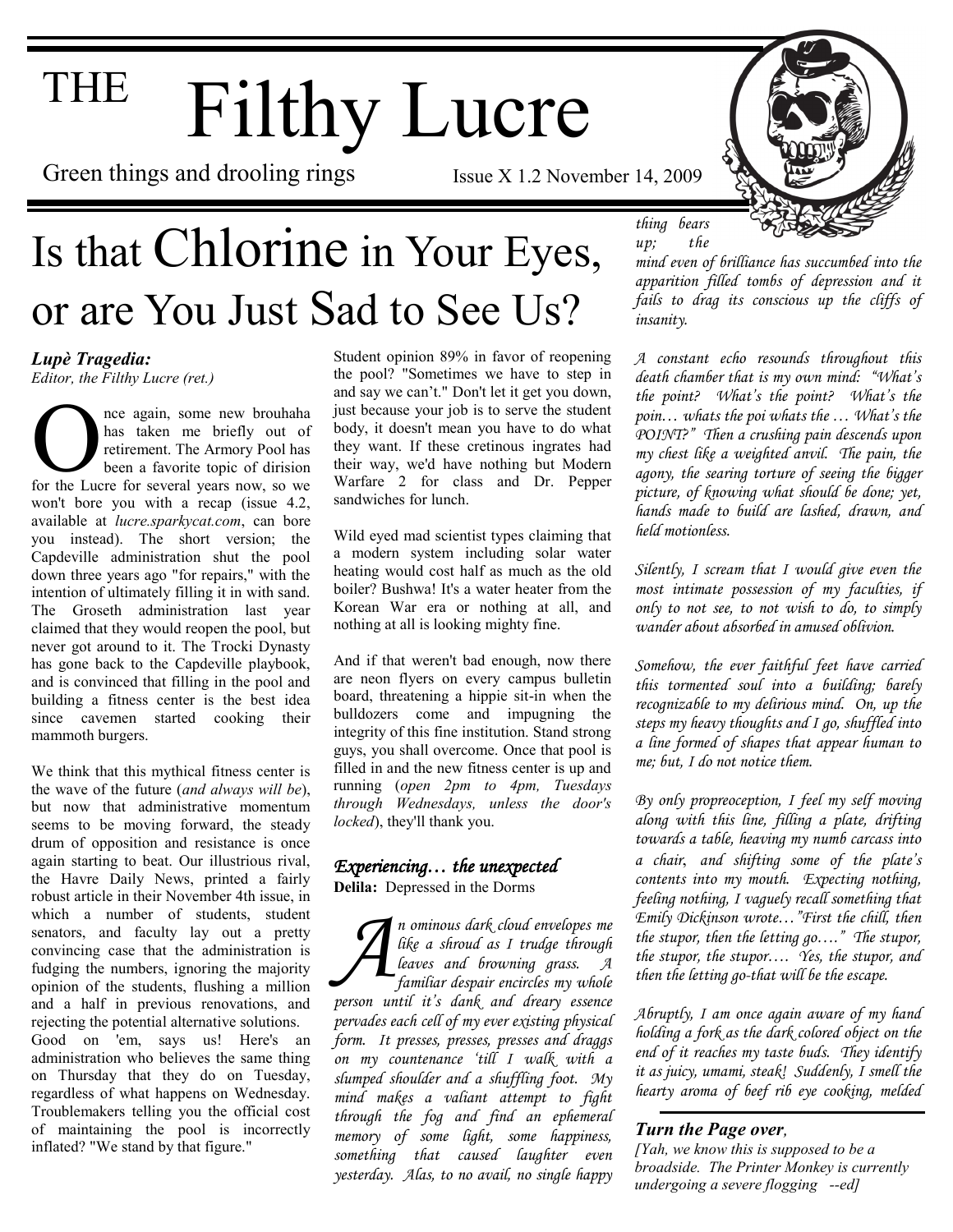# THE Filthy Lucre

Green things and drooling rings

Issue X 1.2 November 14, 2009

# Is that Chlorine in Your Eyes, or are You Just Sad to See Us?

***Lupè Tragedia:***
*Editor, the Filthy Lucre (ret.)*

Once again, some new brouhaha has taken me briefly out of retirement. The Armory Pool has been a favorite topic of dirision for the Lucre for several years now, so we won't bore you with a recap (issue 4.2, available at *lucre.sparkycat.com*, can bore you instead). The short version; the Capdeville administration shut the pool down three years ago "for repairs," with the intention of ultimately filling it in with sand. The Groseth administration last year claimed that they would reopen the pool, but never got around to it. The Trocki Dynasty has gone back to the Capdeville playbook, and is convinced that filling in the pool and building a fitness center is the best idea since cavemen started cooking their mammoth burgers.

We think that this mythical fitness center is the wave of the future (*and always will be*), but now that administrative momentum seems to be moving forward, the steady drum of opposition and resistance is once again starting to beat. Our illustrious rival, the Havre Daily News, printed a fairly robust article in their November 4th issue, in which a number of students, student senators, and faculty lay out a pretty convincing case that the administration is fudging the numbers, ignoring the majority opinion of the students, flushing a million and a half in previous renovations, and rejecting the potential alternative solutions.

Good on 'em, says us! Here's an administration who believes the same thing on Thursday that they do on Tuesday, regardless of what happens on Wednesday. Troublemakers telling you the official cost of maintaining the pool is incorrectly inflated? "We stand by that figure." Student opinion 89% in favor of reopening the pool? "Sometimes we have to step in and say we can't." Don't let it get you down, just because your job is to serve the student body, it doesn't mean you have to do what they want. If these cretinous ingrates had their way, we'd have nothing but Modern Warfare 2 for class and Dr. Pepper sandwiches for lunch.

Wild eyed mad scientist types claiming that a modern system including solar water heating would cost half as much as the old boiler? Bushwa! It's a water heater from the Korean War era or nothing at all, and nothing at all is looking mighty fine.

And if that weren't bad enough, now there are neon flyers on every campus bulletin board, threatening a hippie sit-in when the bulldozers come and impugning the integrity of this fine institution. Stand strong guys, you shall overcome. Once that pool is filled in and the new fitness center is up and running (*open 2pm to 4pm, Tuesdays through Wednesdays, unless the door's locked*), they'll thank you.

## *Experiencing… the unexpected*

**Delila:** Depressed in the Dorms

*An ominous dark cloud envelopes me like a shroud as I trudge through leaves and browning grass. A familiar despair encircles my whole person until it's dank and dreary essence pervades each cell of my ever existing physical form. It presses, presses, presses and draggs on my countenance 'till I walk with a slumped shoulder and a shuffling foot. My mind makes a valiant attempt to fight through the fog and find an ephemeral memory of some light, some happiness, something that caused laughter even yesterday. Alas, to no avail, no single happy thing bears up; the mind even of brilliance has succumbed into the apparition filled tombs of depression and it fails to drag its conscious up the cliffs of insanity.*

*A constant echo resounds throughout this death chamber that is my own mind: "What's the point? What's the point? What's the poin… whats the poi whats the … What's the POINT?" Then a crushing pain descends upon my chest like a weighted anvil. The pain, the agony, the searing torture of seeing the bigger picture, of knowing what should be done; yet, hands made to build are lashed, drawn, and held motionless.*

*Silently, I scream that I would give even the most intimate possession of my faculties, if only to not see, to not wish to do, to simply wander about absorbed in amused oblivion.*

*Somehow, the ever faithful feet have carried this tormented soul into a building; barely recognizable to my delirious mind. On, up the steps my heavy thoughts and I go, shuffled into a line formed of shapes that appear human to me; but, I do not notice them.*

*By only propreoception, I feel my self moving along with this line, filling a plate, drifting towards a table, heaving my numb carcass into a chair, and shifting some of the plate's contents into my mouth. Expecting nothing, feeling nothing, I vaguely recall something that Emily Dickinson wrote…"First the chill, then the stupor, then the letting go…." The stupor, the stupor, the stupor…. Yes, the stupor, and then the letting go-that will be the escape.*

*Abruptly, I am once again aware of my hand holding a fork as the dark colored object on the end of it reaches my taste buds. They identify it as juicy, umami, steak! Suddenly, I smell the hearty aroma of beef rib eye cooking, melded*

***Turn the Page over,***

*[Yah, we know this is supposed to be a broadside. The Printer Monkey is currently undergoing a severe flogging --ed]*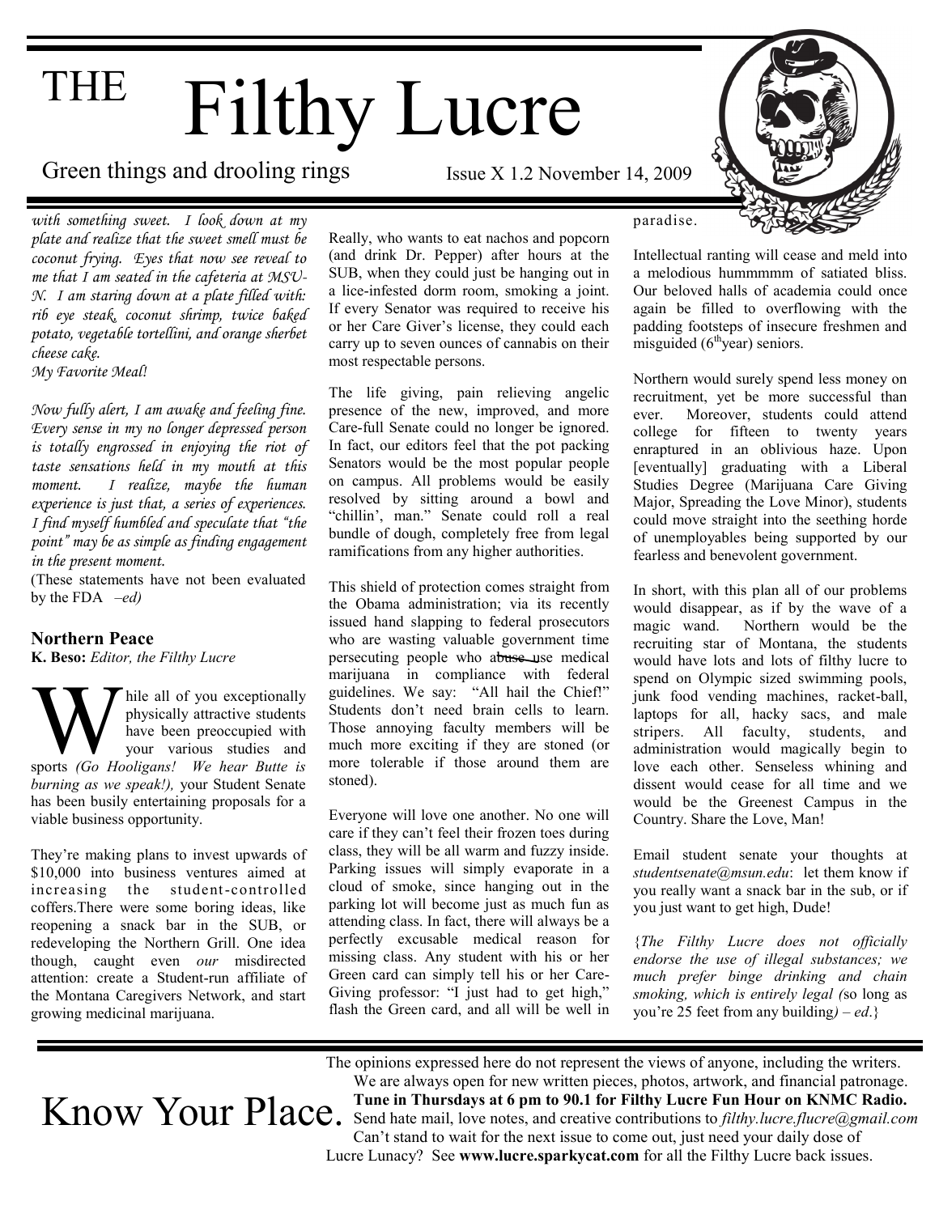*with something sweet. I look down at my plate and realize that the sweet smell must be coconut frying. Eyes that now see reveal to me that I am seated in the cafeteria at MSU-N. I am staring down at a plate filled with: rib eye steak, coconut shrimp, twice baked potato, vegetable tortellini, and orange sherbet cheese cake.*
*My Favorite Meal!*

*Now fully alert, I am awake and feeling fine. Every sense in my no longer depressed person is totally engrossed in enjoying the riot of taste sensations held in my mouth at this moment. I realize, maybe the human experience is just that, a series of experiences. I find myself humbled and speculate that "the point" may be as simple as finding engagement in the present moment.*
(These statements have not been evaluated by the FDA *–ed)*

### Northern Peace

**K. Beso:** *Editor, the Filthy Lucre*

While all of you exceptionally physically attractive students have been preoccupied with your various studies and sports *(Go Hooligans! We hear Butte is burning as we speak!),* your Student Senate has been busily entertaining proposals for a viable business opportunity.

They're making plans to invest upwards of $10,000 into business ventures aimed at increasing the student-controlled coffers.There were some boring ideas, like reopening a snack bar in the SUB, or redeveloping the Northern Grill. One idea though, caught even *our* misdirected attention: create a Student-run affiliate of the Montana Caregivers Network, and start growing medicinal marijuana.

Really, who wants to eat nachos and popcorn (and drink Dr. Pepper) after hours at the SUB, when they could just be hanging out in a lice-infested dorm room, smoking a joint. If every Senator was required to receive his or her Care Giver's license, they could each carry up to seven ounces of cannabis on their most respectable persons.

The life giving, pain relieving angelic presence of the new, improved, and more Care-full Senate could no longer be ignored. In fact, our editors feel that the pot packing Senators would be the most popular people on campus. All problems would be easily resolved by sitting around a bowl and "chillin', man." Senate could roll a real bundle of dough, completely free from legal ramifications from any higher authorities.

This shield of protection comes straight from the Obama administration; via its recently issued hand slapping to federal prosecutors who are wasting valuable government time persecuting people who ~~abuse~~ use medical marijuana in compliance with federal guidelines. We say: "All hail the Chief!" Students don't need brain cells to learn. Those annoying faculty members will be much more exciting if they are stoned (or more tolerable if those around them are stoned).

Everyone will love one another. No one will care if they can't feel their frozen toes during class, they will be all warm and fuzzy inside. Parking issues will simply evaporate in a cloud of smoke, since hanging out in the parking lot will become just as much fun as attending class. In fact, there will always be a perfectly excusable medical reason for missing class. Any student with his or her Green card can simply tell his or her Care-Giving professor: "I just had to get high," flash the Green card, and all will be well in paradise.

Intellectual ranting will cease and meld into a melodious hummmmm of satiated bliss. Our beloved halls of academia could once again be filled to overflowing with the padding footsteps of insecure freshmen and misguided (6th year) seniors.

Northern would surely spend less money on recruitment, yet be more successful than ever. Moreover, students could attend college for fifteen to twenty years enraptured in an oblivious haze. Upon [eventually] graduating with a Liberal Studies Degree (Marijuana Care Giving Major, Spreading the Love Minor), students could move straight into the seething horde of unemployables being supported by our fearless and benevolent government.

In short, with this plan all of our problems would disappear, as if by the wave of a magic wand. Northern would be the recruiting star of Montana, the students would have lots and lots of filthy lucre to spend on Olympic sized swimming pools, junk food vending machines, racket-ball, laptops for all, hacky sacs, and male stripers. All faculty, students, and administration would magically begin to love each other. Senseless whining and dissent would cease for all time and we would be the Greenest Campus in the Country. Share the Love, Man!

Email student senate your thoughts at *studentsenate@msun.edu*: let them know if you really want a snack bar in the sub, or if you just want to get high, Dude!

{*The Filthy Lucre does not officially endorse the use of illegal substances; we much prefer binge drinking and chain smoking, which is entirely legal (*so long as you're 25 feet from any building*) – ed.*}

Know Your Place.

The opinions expressed here do not represent the views of anyone, including the writers. We are always open for new written pieces, photos, artwork, and financial patronage. **Tune in Thursdays at 6 pm to 90.1 for Filthy Lucre Fun Hour on KNMC Radio.** Send hate mail, love notes, and creative contributions to *filthy.lucre.flucre@gmail.com* Can't stand to wait for the next issue to come out, just need your daily dose of Lucre Lunacy? See **www.lucre.sparkycat.com** for all the Filthy Lucre back issues.